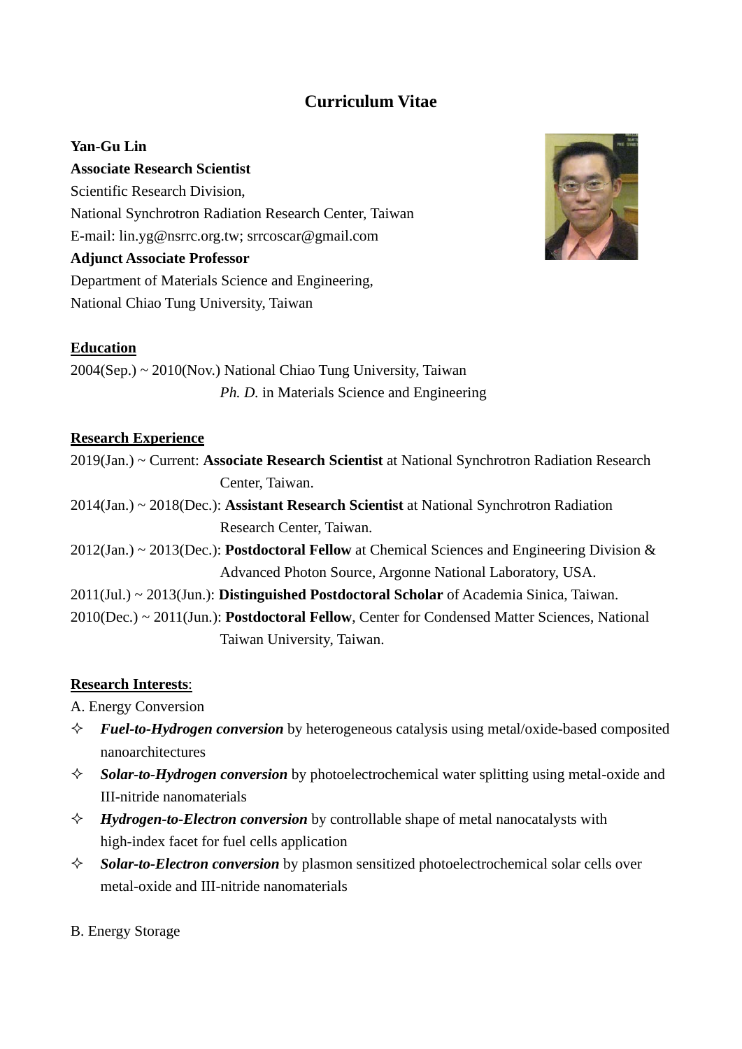# Curriculum Vitae

**Yan-Gu Lin**
**Associate Research Scientist**
Scientific Research Division,
National Synchrotron Radiation Research Center, Taiwan
E-mail: lin.yg@nsrrc.org.tw; srrcoscar@gmail.com
**Adjunct Associate Professor**
Department of Materials Science and Engineering,
National Chiao Tung University, Taiwan

## Education

2004(Sep.) ~ 2010(Nov.) National Chiao Tung University, Taiwan
*Ph. D.* in Materials Science and Engineering

## Research Experience

2019(Jan.) ~ Current: **Associate Research Scientist** at National Synchrotron Radiation Research Center, Taiwan.

2014(Jan.) ~ 2018(Dec.): **Assistant Research Scientist** at National Synchrotron Radiation Research Center, Taiwan.

2012(Jan.) ~ 2013(Dec.): **Postdoctoral Fellow** at Chemical Sciences and Engineering Division & Advanced Photon Source, Argonne National Laboratory, USA.

2011(Jul.) ~ 2013(Jun.): **Distinguished Postdoctoral Scholar** of Academia Sinica, Taiwan.

2010(Dec.) ~ 2011(Jun.): **Postdoctoral Fellow**, Center for Condensed Matter Sciences, National Taiwan University, Taiwan.

## Research Interests:

A. Energy Conversion

- ***Fuel-to-Hydrogen conversion*** by heterogeneous catalysis using metal/oxide-based composited nanoarchitectures
- ***Solar-to-Hydrogen conversion*** by photoelectrochemical water splitting using metal-oxide and III-nitride nanomaterials
- ***Hydrogen-to-Electron conversion*** by controllable shape of metal nanocatalysts with high-index facet for fuel cells application
- ***Solar-to-Electron conversion*** by plasmon sensitized photoelectrochemical solar cells over metal-oxide and III-nitride nanomaterials

B. Energy Storage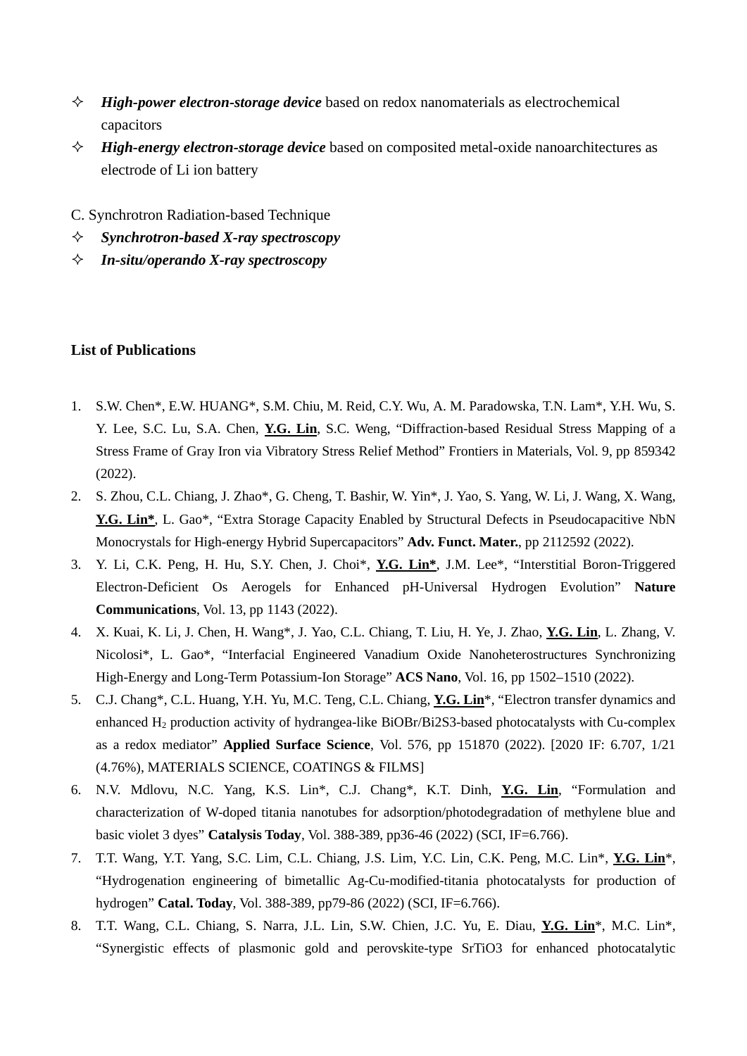- ✧ ***High-power electron-storage device*** based on redox nanomaterials as electrochemical capacitors
- ✧ ***High-energy electron-storage device*** based on composited metal-oxide nanoarchitectures as electrode of Li ion battery

C. Synchrotron Radiation-based Technique

- ✧ ***Synchrotron-based X-ray spectroscopy***
- ✧ ***In-situ/operando X-ray spectroscopy***

**List of Publications**

1. S.W. Chen*, E.W. HUANG*, S.M. Chiu, M. Reid, C.Y. Wu, A. M. Paradowska, T.N. Lam*, Y.H. Wu, S. Y. Lee, S.C. Lu, S.A. Chen, **Y.G. Lin**, S.C. Weng, "Diffraction-based Residual Stress Mapping of a Stress Frame of Gray Iron via Vibratory Stress Relief Method" Frontiers in Materials, Vol. 9, pp 859342 (2022).
2. S. Zhou, C.L. Chiang, J. Zhao*, G. Cheng, T. Bashir, W. Yin*, J. Yao, S. Yang, W. Li, J. Wang, X. Wang, **Y.G. Lin***, L. Gao*, "Extra Storage Capacity Enabled by Structural Defects in Pseudocapacitive NbN Monocrystals for High-energy Hybrid Supercapacitors" **Adv. Funct. Mater.**, pp 2112592 (2022).
3. Y. Li, C.K. Peng, H. Hu, S.Y. Chen, J. Choi*, **Y.G. Lin***, J.M. Lee*, "Interstitial Boron-Triggered Electron-Deficient Os Aerogels for Enhanced pH-Universal Hydrogen Evolution" **Nature Communications**, Vol. 13, pp 1143 (2022).
4. X. Kuai, K. Li, J. Chen, H. Wang*, J. Yao, C.L. Chiang, T. Liu, H. Ye, J. Zhao, **Y.G. Lin**, L. Zhang, V. Nicolosi*, L. Gao*, "Interfacial Engineered Vanadium Oxide Nanoheterostructures Synchronizing High-Energy and Long-Term Potassium-Ion Storage" **ACS Nano**, Vol. 16, pp 1502–1510 (2022).
5. C.J. Chang*, C.L. Huang, Y.H. Yu, M.C. Teng, C.L. Chiang, **Y.G. Lin***, "Electron transfer dynamics and enhanced $H_2$ production activity of hydrangea-like BiOBr/Bi2S3-based photocatalysts with Cu-complex as a redox mediator" **Applied Surface Science**, Vol. 576, pp 151870 (2022). [2020 IF: 6.707, 1/21 (4.76%), MATERIALS SCIENCE, COATINGS & FILMS]
6. N.V. Mdlovu, N.C. Yang, K.S. Lin*, C.J. Chang*, K.T. Dinh, **Y.G. Lin**, "Formulation and characterization of W-doped titania nanotubes for adsorption/photodegradation of methylene blue and basic violet 3 dyes" **Catalysis Today**, Vol. 388-389, pp36-46 (2022) (SCI, IF=6.766).
7. T.T. Wang, Y.T. Yang, S.C. Lim, C.L. Chiang, J.S. Lim, Y.C. Lin, C.K. Peng, M.C. Lin*, **Y.G. Lin***, "Hydrogenation engineering of bimetallic Ag-Cu-modified-titania photocatalysts for production of hydrogen" **Catal. Today**, Vol. 388-389, pp79-86 (2022) (SCI, IF=6.766).
8. T.T. Wang, C.L. Chiang, S. Narra, J.L. Lin, S.W. Chien, J.C. Yu, E. Diau, **Y.G. Lin***, M.C. Lin*, "Synergistic effects of plasmonic gold and perovskite-type SrTiO3 for enhanced photocatalytic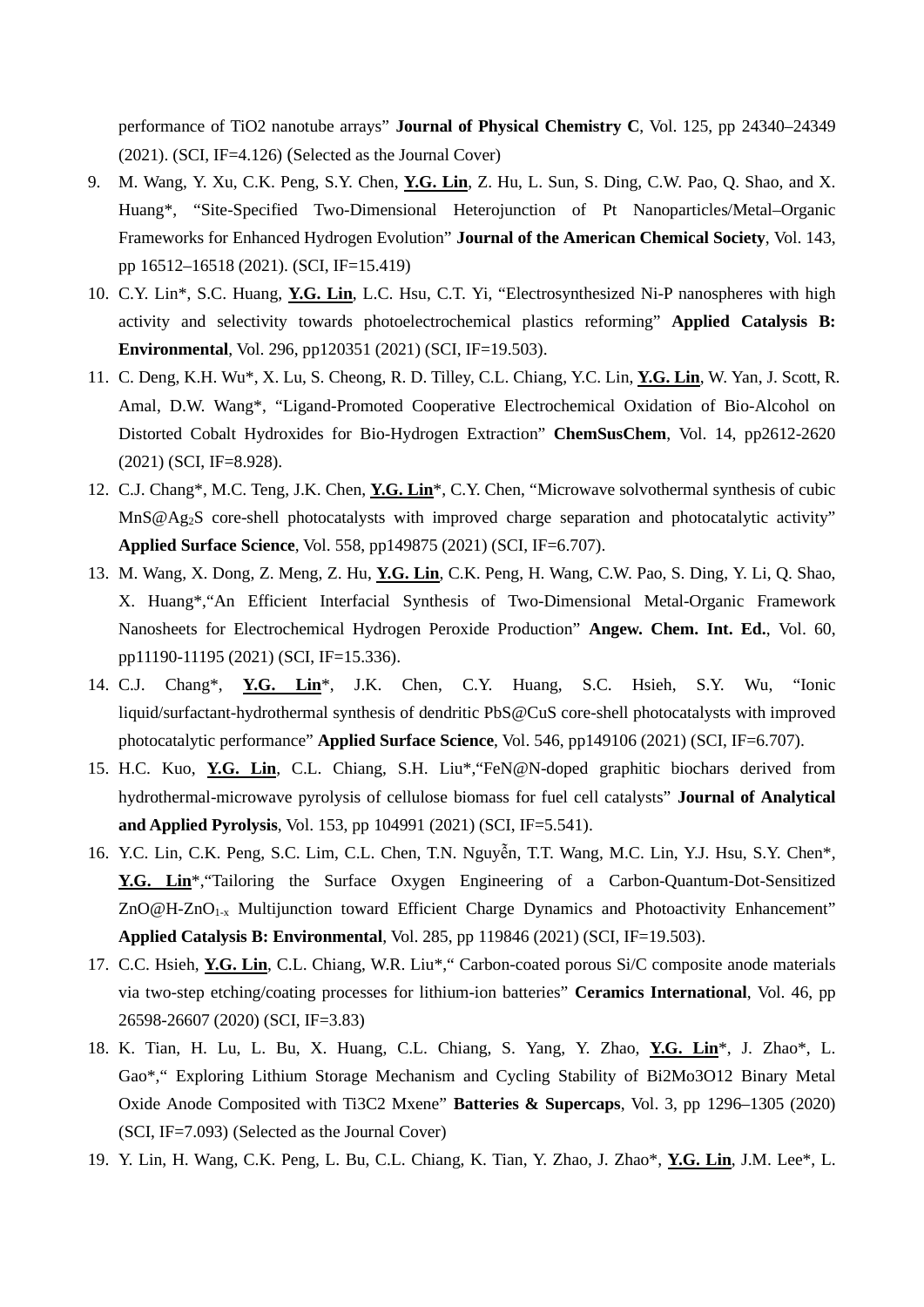performance of $TiO_2$ nanotube arrays" **Journal of Physical Chemistry C**, Vol. 125, pp 24340–24349 (2021). (SCI, IF=4.126) (Selected as the Journal Cover)

9. M. Wang, Y. Xu, C.K. Peng, S.Y. Chen, **Y.G. Lin**, Z. Hu, L. Sun, S. Ding, C.W. Pao, Q. Shao, and X. Huang*, "Site-Specified Two-Dimensional Heterojunction of Pt Nanoparticles/Metal–Organic Frameworks for Enhanced Hydrogen Evolution" **Journal of the American Chemical Society**, Vol. 143, pp 16512–16518 (2021). (SCI, IF=15.419)
10. C.Y. Lin*, S.C. Huang, **Y.G. Lin**, L.C. Hsu, C.T. Yi, "Electrosynthesized Ni-P nanospheres with high activity and selectivity towards photoelectrochemical plastics reforming" **Applied Catalysis B: Environmental**, Vol. 296, pp120351 (2021) (SCI, IF=19.503).
11. C. Deng, K.H. Wu*, X. Lu, S. Cheong, R. D. Tilley, C.L. Chiang, Y.C. Lin, **Y.G. Lin**, W. Yan, J. Scott, R. Amal, D.W. Wang*, "Ligand-Promoted Cooperative Electrochemical Oxidation of Bio-Alcohol on Distorted Cobalt Hydroxides for Bio-Hydrogen Extraction" **ChemSusChem**, Vol. 14, pp2612-2620 (2021) (SCI, IF=8.928).
12. C.J. Chang*, M.C. Teng, J.K. Chen, **Y.G. Lin***, C.Y. Chen, "Microwave solvothermal synthesis of cubic MnS@$Ag_2S$ core-shell photocatalysts with improved charge separation and photocatalytic activity" **Applied Surface Science**, Vol. 558, pp149875 (2021) (SCI, IF=6.707).
13. M. Wang, X. Dong, Z. Meng, Z. Hu, **Y.G. Lin**, C.K. Peng, H. Wang, C.W. Pao, S. Ding, Y. Li, Q. Shao, X. Huang*,"An Efficient Interfacial Synthesis of Two-Dimensional Metal-Organic Framework Nanosheets for Electrochemical Hydrogen Peroxide Production" **Angew. Chem. Int. Ed.**, Vol. 60, pp11190-11195 (2021) (SCI, IF=15.336).
14. C.J. Chang*, **Y.G. Lin***, J.K. Chen, C.Y. Huang, S.C. Hsieh, S.Y. Wu, "Ionic liquid/surfactant-hydrothermal synthesis of dendritic PbS@CuS core-shell photocatalysts with improved photocatalytic performance" **Applied Surface Science**, Vol. 546, pp149106 (2021) (SCI, IF=6.707).
15. H.C. Kuo, **Y.G. Lin**, C.L. Chiang, S.H. Liu*,"FeN@N-doped graphitic biochars derived from hydrothermal-microwave pyrolysis of cellulose biomass for fuel cell catalysts" **Journal of Analytical and Applied Pyrolysis**, Vol. 153, pp 104991 (2021) (SCI, IF=5.541).
16. Y.C. Lin, C.K. Peng, S.C. Lim, C.L. Chen, T.N. Nguyễn, T.T. Wang, M.C. Lin, Y.J. Hsu, S.Y. Chen*, **Y.G. Lin***,"Tailoring the Surface Oxygen Engineering of a Carbon-Quantum-Dot-Sensitized ZnO@H-$ZnO_{1-x}$ Multijunction toward Efficient Charge Dynamics and Photoactivity Enhancement" **Applied Catalysis B: Environmental**, Vol. 285, pp 119846 (2021) (SCI, IF=19.503).
17. C.C. Hsieh, **Y.G. Lin**, C.L. Chiang, W.R. Liu*," Carbon-coated porous Si/C composite anode materials via two-step etching/coating processes for lithium-ion batteries" **Ceramics International**, Vol. 46, pp 26598-26607 (2020) (SCI, IF=3.83)
18. K. Tian, H. Lu, L. Bu, X. Huang, C.L. Chiang, S. Yang, Y. Zhao, **Y.G. Lin***, J. Zhao*, L. Gao*," Exploring Lithium Storage Mechanism and Cycling Stability of $Bi_2Mo_3O_{12}$ Binary Metal Oxide Anode Composited with $Ti_3C_2$ Mxene" **Batteries & Supercaps**, Vol. 3, pp 1296–1305 (2020) (SCI, IF=7.093) (Selected as the Journal Cover)
19. Y. Lin, H. Wang, C.K. Peng, L. Bu, C.L. Chiang, K. Tian, Y. Zhao, J. Zhao*, **Y.G. Lin**, J.M. Lee*, L.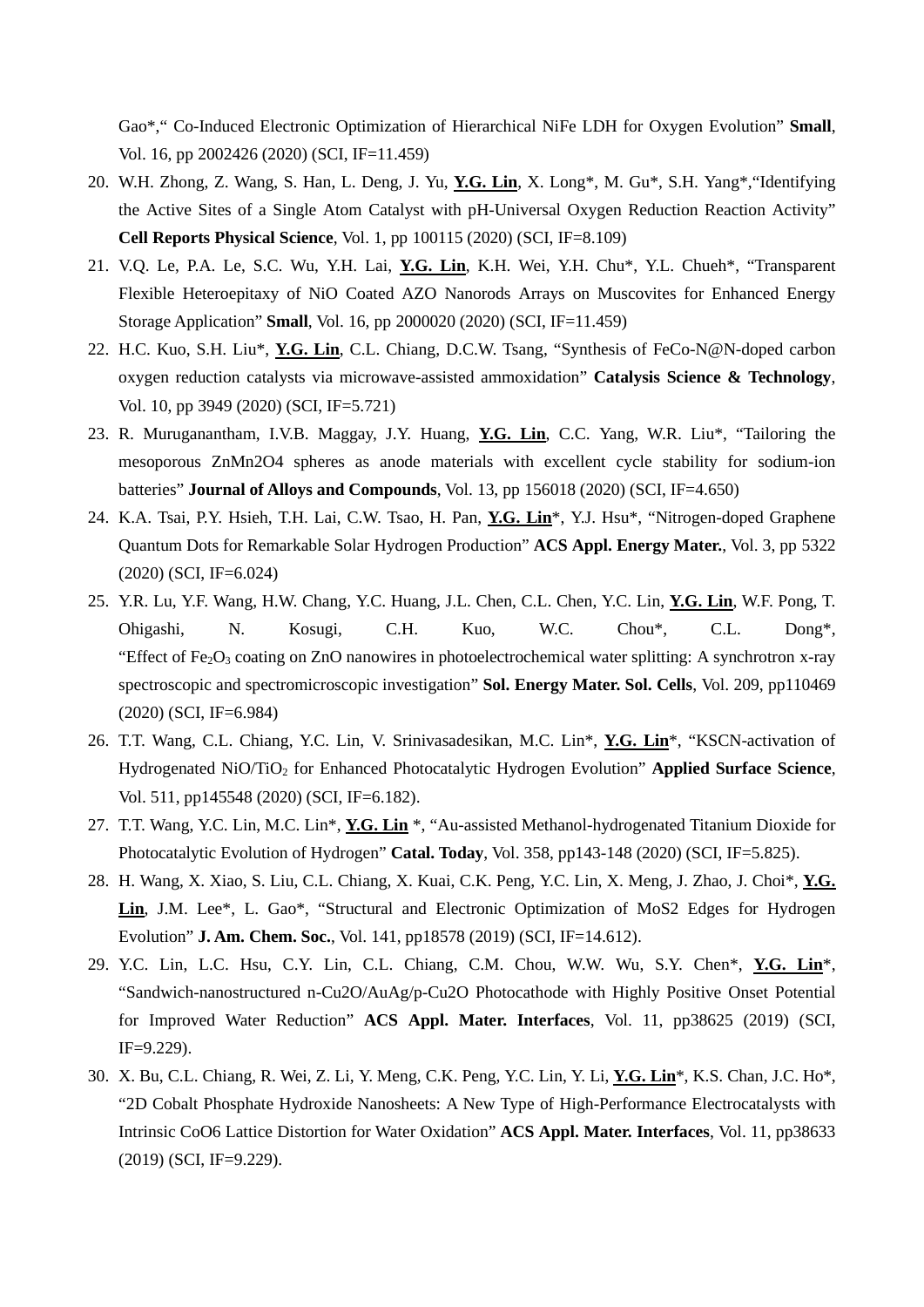Gao*,“ Co-Induced Electronic Optimization of Hierarchical NiFe LDH for Oxygen Evolution” **Small**, Vol. 16, pp 2002426 (2020) (SCI, IF=11.459)

20. W.H. Zhong, Z. Wang, S. Han, L. Deng, J. Yu, **Y.G. Lin**, X. Long*, M. Gu*, S.H. Yang*,“Identifying the Active Sites of a Single Atom Catalyst with pH-Universal Oxygen Reduction Reaction Activity” **Cell Reports Physical Science**, Vol. 1, pp 100115 (2020) (SCI, IF=8.109)
21. V.Q. Le, P.A. Le, S.C. Wu, Y.H. Lai, **Y.G. Lin**, K.H. Wei, Y.H. Chu*, Y.L. Chueh*, “Transparent Flexible Heteroepitaxy of NiO Coated AZO Nanorods Arrays on Muscovites for Enhanced Energy Storage Application” **Small**, Vol. 16, pp 2000020 (2020) (SCI, IF=11.459)
22. H.C. Kuo, S.H. Liu*, **Y.G. Lin**, C.L. Chiang, D.C.W. Tsang, “Synthesis of FeCo-N@N-doped carbon oxygen reduction catalysts via microwave-assisted ammoxidation” **Catalysis Science & Technology**, Vol. 10, pp 3949 (2020) (SCI, IF=5.721)
23. R. Muruganantham, I.V.B. Maggay, J.Y. Huang, **Y.G. Lin**, C.C. Yang, W.R. Liu*, “Tailoring the mesoporous ZnMn2O4 spheres as anode materials with excellent cycle stability for sodium-ion batteries” **Journal of Alloys and Compounds**, Vol. 13, pp 156018 (2020) (SCI, IF=4.650)
24. K.A. Tsai, P.Y. Hsieh, T.H. Lai, C.W. Tsao, H. Pan, **Y.G. Lin***, Y.J. Hsu*, “Nitrogen-doped Graphene Quantum Dots for Remarkable Solar Hydrogen Production” **ACS Appl. Energy Mater.**, Vol. 3, pp 5322 (2020) (SCI, IF=6.024)
25. Y.R. Lu, Y.F. Wang, H.W. Chang, Y.C. Huang, J.L. Chen, C.L. Chen, Y.C. Lin, **Y.G. Lin**, W.F. Pong, T. Ohigashi, N. Kosugi, C.H. Kuo, W.C. Chou*, C.L. Dong*, “Effect of $Fe_2O_3$ coating on ZnO nanowires in photoelectrochemical water splitting: A synchrotron x-ray spectroscopic and spectromicroscopic investigation” **Sol. Energy Mater. Sol. Cells**, Vol. 209, pp110469 (2020) (SCI, IF=6.984)
26. T.T. Wang, C.L. Chiang, Y.C. Lin, V. Srinivasadesikan, M.C. Lin*, **Y.G. Lin***, “KSCN-activation of Hydrogenated NiO/$TiO_2$ for Enhanced Photocatalytic Hydrogen Evolution” **Applied Surface Science**, Vol. 511, pp145548 (2020) (SCI, IF=6.182).
27. T.T. Wang, Y.C. Lin, M.C. Lin*, **Y.G. Lin** *, “Au-assisted Methanol-hydrogenated Titanium Dioxide for Photocatalytic Evolution of Hydrogen” **Catal. Today**, Vol. 358, pp143-148 (2020) (SCI, IF=5.825).
28. H. Wang, X. Xiao, S. Liu, C.L. Chiang, X. Kuai, C.K. Peng, Y.C. Lin, X. Meng, J. Zhao, J. Choi*, **Y.G. Lin**, J.M. Lee*, L. Gao*, “Structural and Electronic Optimization of MoS2 Edges for Hydrogen Evolution” **J. Am. Chem. Soc.**, Vol. 141, pp18578 (2019) (SCI, IF=14.612).
29. Y.C. Lin, L.C. Hsu, C.Y. Lin, C.L. Chiang, C.M. Chou, W.W. Wu, S.Y. Chen*, **Y.G. Lin***, “Sandwich-nanostructured n-Cu2O/AuAg/p-Cu2O Photocathode with Highly Positive Onset Potential for Improved Water Reduction” **ACS Appl. Mater. Interfaces**, Vol. 11, pp38625 (2019) (SCI, IF=9.229).
30. X. Bu, C.L. Chiang, R. Wei, Z. Li, Y. Meng, C.K. Peng, Y.C. Lin, Y. Li, **Y.G. Lin***, K.S. Chan, J.C. Ho*, “2D Cobalt Phosphate Hydroxide Nanosheets: A New Type of High-Performance Electrocatalysts with Intrinsic CoO6 Lattice Distortion for Water Oxidation” **ACS Appl. Mater. Interfaces**, Vol. 11, pp38633 (2019) (SCI, IF=9.229).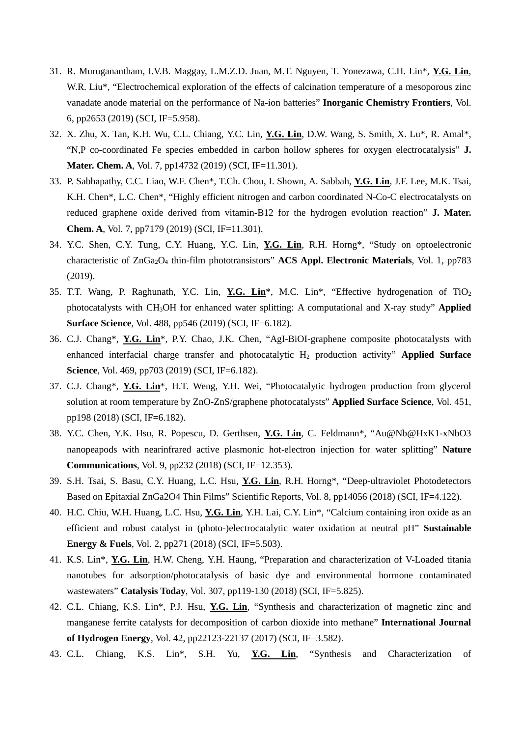31. R. Muruganantham, I.V.B. Maggay, L.M.Z.D. Juan, M.T. Nguyen, T. Yonezawa, C.H. Lin*, **Y.G. Lin**, W.R. Liu*, "Electrochemical exploration of the effects of calcination temperature of a mesoporous zinc vanadate anode material on the performance of Na-ion batteries" **Inorganic Chemistry Frontiers**, Vol. 6, pp2653 (2019) (SCI, IF=5.958).
32. X. Zhu, X. Tan, K.H. Wu, C.L. Chiang, Y.C. Lin, **Y.G. Lin**, D.W. Wang, S. Smith, X. Lu*, R. Amal*, "N,P co-coordinated Fe species embedded in carbon hollow spheres for oxygen electrocatalysis" **J. Mater. Chem. A**, Vol. 7, pp14732 (2019) (SCI, IF=11.301).
33. P. Sabhapathy, C.C. Liao, W.F. Chen*, T.Ch. Chou, I. Shown, A. Sabbah, **Y.G. Lin**, J.F. Lee, M.K. Tsai, K.H. Chen*, L.C. Chen*, "Highly efficient nitrogen and carbon coordinated N-Co-C electrocatalysts on reduced graphene oxide derived from vitamin-B12 for the hydrogen evolution reaction" **J. Mater. Chem. A**, Vol. 7, pp7179 (2019) (SCI, IF=11.301).
34. Y.C. Shen, C.Y. Tung, C.Y. Huang, Y.C. Lin, **Y.G. Lin**, R.H. Horng*, "Study on optoelectronic characteristic of $ZnGa_2O_4$ thin-film phototransistors" **ACS Appl. Electronic Materials**, Vol. 1, pp783 (2019).
35. T.T. Wang, P. Raghunath, Y.C. Lin, **Y.G. Lin***, M.C. Lin*, "Effective hydrogenation of $TiO_2$ photocatalysts with $CH_3OH$ for enhanced water splitting: A computational and X-ray study" **Applied Surface Science**, Vol. 488, pp546 (2019) (SCI, IF=6.182).
36. C.J. Chang*, **Y.G. Lin***, P.Y. Chao, J.K. Chen, "AgI-BiOI-graphene composite photocatalysts with enhanced interfacial charge transfer and photocatalytic $H_2$ production activity" **Applied Surface Science**, Vol. 469, pp703 (2019) (SCI, IF=6.182).
37. C.J. Chang*, **Y.G. Lin***, H.T. Weng, Y.H. Wei, "Photocatalytic hydrogen production from glycerol solution at room temperature by ZnO-ZnS/graphene photocatalysts" **Applied Surface Science**, Vol. 451, pp198 (2018) (SCI, IF=6.182).
38. Y.C. Chen, Y.K. Hsu, R. Popescu, D. Gerthsen, **Y.G. Lin**, C. Feldmann*, "Au@Nb@HxK1-xNbO3 nanopeapods with nearinfrared active plasmonic hot-electron injection for water splitting" **Nature Communications**, Vol. 9, pp232 (2018) (SCI, IF=12.353).
39. S.H. Tsai, S. Basu, C.Y. Huang, L.C. Hsu, **Y.G. Lin**, R.H. Horng*, "Deep-ultraviolet Photodetectors Based on Epitaxial ZnGa2O4 Thin Films" Scientific Reports, Vol. 8, pp14056 (2018) (SCI, IF=4.122).
40. H.C. Chiu, W.H. Huang, L.C. Hsu, **Y.G. Lin**, Y.H. Lai, C.Y. Lin*, "Calcium containing iron oxide as an efficient and robust catalyst in (photo-)electrocatalytic water oxidation at neutral pH" **Sustainable Energy & Fuels**, Vol. 2, pp271 (2018) (SCI, IF=5.503).
41. K.S. Lin*, **Y.G. Lin**, H.W. Cheng, Y.H. Haung, "Preparation and characterization of V-Loaded titania nanotubes for adsorption/photocatalysis of basic dye and environmental hormone contaminated wastewaters" **Catalysis Today**, Vol. 307, pp119-130 (2018) (SCI, IF=5.825).
42. C.L. Chiang, K.S. Lin*, P.J. Hsu, **Y.G. Lin**, "Synthesis and characterization of magnetic zinc and manganese ferrite catalysts for decomposition of carbon dioxide into methane" **International Journal of Hydrogen Energy**, Vol. 42, pp22123-22137 (2017) (SCI, IF=3.582).
43. C.L. Chiang, K.S. Lin*, S.H. Yu, **Y.G. Lin**, "Synthesis and Characterization of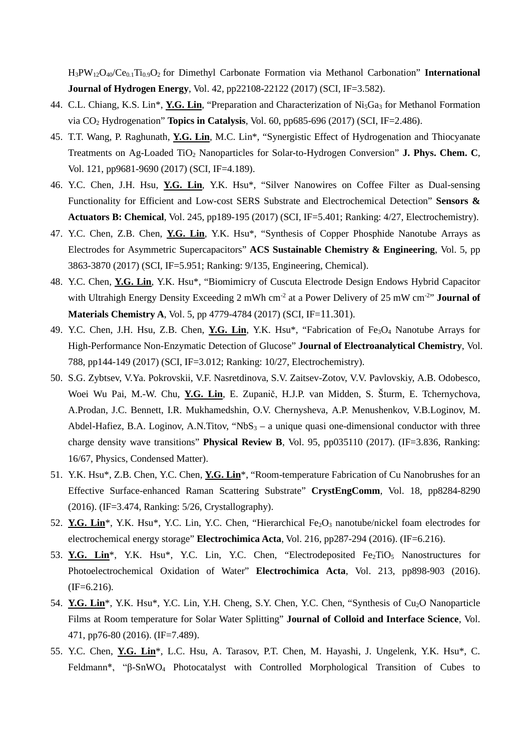$H_3PW_{12}O_{40}/Ce_{0.1}Ti_{0.9}O_2$ for Dimethyl Carbonate Formation via Methanol Carbonation" **International Journal of Hydrogen Energy**, Vol. 42, pp22108-22122 (2017) (SCI, IF=3.582).

44. C.L. Chiang, K.S. Lin*, **<u>Y.G. Lin</u>**, "Preparation and Characterization of $Ni_5Ga_3$ for Methanol Formation via $CO_2$ Hydrogenation" **Topics in Catalysis**, Vol. 60, pp685-696 (2017) (SCI, IF=2.486).
45. T.T. Wang, P. Raghunath, **<u>Y.G. Lin</u>**, M.C. Lin*, "Synergistic Effect of Hydrogenation and Thiocyanate Treatments on Ag-Loaded $TiO_2$ Nanoparticles for Solar-to-Hydrogen Conversion" **J. Phys. Chem. C**, Vol. 121, pp9681-9690 (2017) (SCI, IF=4.189).
46. Y.C. Chen, J.H. Hsu, **<u>Y.G. Lin</u>**, Y.K. Hsu*, "Silver Nanowires on Coffee Filter as Dual-sensing Functionality for Efficient and Low-cost SERS Substrate and Electrochemical Detection" **Sensors & Actuators B: Chemical**, Vol. 245, pp189-195 (2017) (SCI, IF=5.401; Ranking: 4/27, Electrochemistry).
47. Y.C. Chen, Z.B. Chen, **<u>Y.G. Lin</u>**, Y.K. Hsu*, "Synthesis of Copper Phosphide Nanotube Arrays as Electrodes for Asymmetric Supercapacitors" **ACS Sustainable Chemistry & Engineering**, Vol. 5, pp 3863-3870 (2017) (SCI, IF=5.951; Ranking: 9/135, Engineering, Chemical).
48. Y.C. Chen, **<u>Y.G. Lin</u>**, Y.K. Hsu*, "Biomimicry of Cuscuta Electrode Design Endows Hybrid Capacitor with Ultrahigh Energy Density Exceeding 2 mWh $cm^{-2}$ at a Power Delivery of 25 mW $cm^{-2}$" **Journal of Materials Chemistry A**, Vol. 5, pp 4779-4784 (2017) (SCI, IF=11.301).
49. Y.C. Chen, J.H. Hsu, Z.B. Chen, **<u>Y.G. Lin</u>**, Y.K. Hsu*, "Fabrication of $Fe_3O_4$ Nanotube Arrays for High-Performance Non-Enzymatic Detection of Glucose" **Journal of Electroanalytical Chemistry**, Vol. 788, pp144-149 (2017) (SCI, IF=3.012; Ranking: 10/27, Electrochemistry).
50. S.G. Zybtsev, V.Ya. Pokrovskii, V.F. Nasretdinova, S.V. Zaitsev-Zotov, V.V. Pavlovskiy, A.B. Odobesco, Woei Wu Pai, M.-W. Chu, **<u>Y.G. Lin</u>**, E. Zupanič, H.J.P. van Midden, S. Šturm, E. Tchernychova, A.Prodan, J.C. Bennett, I.R. Mukhamedshin, O.V. Chernysheva, A.P. Menushenkov, V.B.Loginov, M. Abdel-Hafiez, B.A. Loginov, A.N.Titov, "$NbS_3$ – a unique quasi one-dimensional conductor with three charge density wave transitions" **Physical Review B**, Vol. 95, pp035110 (2017). (IF=3.836, Ranking: 16/67, Physics, Condensed Matter).
51. Y.K. Hsu*, Z.B. Chen, Y.C. Chen, **<u>Y.G. Lin</u>***, "Room-temperature Fabrication of Cu Nanobrushes for an Effective Surface-enhanced Raman Scattering Substrate" **CrystEngComm**, Vol. 18, pp8284-8290 (2016). (IF=3.474, Ranking: 5/26, Crystallography).
52. **<u>Y.G. Lin</u>***, Y.K. Hsu*, Y.C. Lin, Y.C. Chen, "Hierarchical $Fe_2O_3$ nanotube/nickel foam electrodes for electrochemical energy storage" **Electrochimica Acta**, Vol. 216, pp287-294 (2016). (IF=6.216).
53. **<u>Y.G. Lin</u>***, Y.K. Hsu*, Y.C. Lin, Y.C. Chen, "Electrodeposited $Fe_2TiO_5$ Nanostructures for Photoelectrochemical Oxidation of Water" **Electrochimica Acta**, Vol. 213, pp898-903 (2016). (IF=6.216).
54. **<u>Y.G. Lin</u>***, Y.K. Hsu*, Y.C. Lin, Y.H. Cheng, S.Y. Chen, Y.C. Chen, "Synthesis of $Cu_2O$ Nanoparticle Films at Room temperature for Solar Water Splitting" **Journal of Colloid and Interface Science**, Vol. 471, pp76-80 (2016). (IF=7.489).
55. Y.C. Chen, **<u>Y.G. Lin</u>***, L.C. Hsu, A. Tarasov, P.T. Chen, M. Hayashi, J. Ungelenk, Y.K. Hsu*, C. Feldmann*, "β-$SnWO_4$ Photocatalyst with Controlled Morphological Transition of Cubes to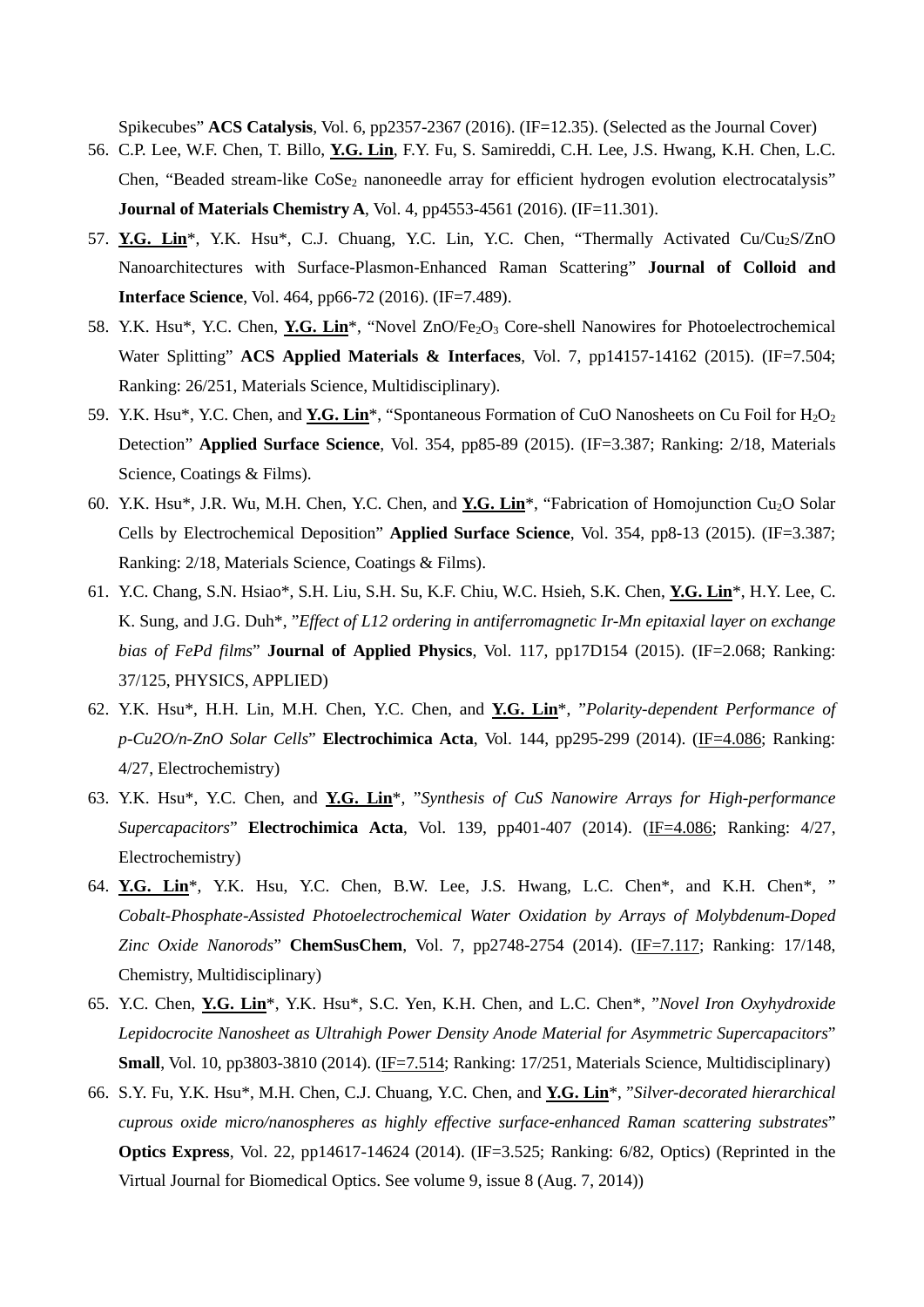Spikecubes" **ACS Catalysis**, Vol. 6, pp2357-2367 (2016). (IF=12.35). (Selected as the Journal Cover)

56. C.P. Lee, W.F. Chen, T. Billo, **<u>Y.G. Lin</u>**, F.Y. Fu, S. Samireddi, C.H. Lee, J.S. Hwang, K.H. Chen, L.C. Chen, "Beaded stream-like $CoSe_2$ nanoneedle array for efficient hydrogen evolution electrocatalysis" **Journal of Materials Chemistry A**, Vol. 4, pp4553-4561 (2016). (IF=11.301).
57. **<u>Y.G. Lin</u>**\*, Y.K. Hsu\*, C.J. Chuang, Y.C. Lin, Y.C. Chen, "Thermally Activated Cu/$Cu_2S$/ZnO Nanoarchitectures with Surface-Plasmon-Enhanced Raman Scattering" **Journal of Colloid and Interface Science**, Vol. 464, pp66-72 (2016). (IF=7.489).
58. Y.K. Hsu\*, Y.C. Chen, **<u>Y.G. Lin</u>**\*, "Novel ZnO/$Fe_2O_3$ Core-shell Nanowires for Photoelectrochemical Water Splitting" **ACS Applied Materials & Interfaces**, Vol. 7, pp14157-14162 (2015). (IF=7.504; Ranking: 26/251, Materials Science, Multidisciplinary).
59. Y.K. Hsu\*, Y.C. Chen, and **<u>Y.G. Lin</u>**\*, "Spontaneous Formation of CuO Nanosheets on Cu Foil for $H_2O_2$ Detection" **Applied Surface Science**, Vol. 354, pp85-89 (2015). (IF=3.387; Ranking: 2/18, Materials Science, Coatings & Films).
60. Y.K. Hsu\*, J.R. Wu, M.H. Chen, Y.C. Chen, and **<u>Y.G. Lin</u>**\*, "Fabrication of Homojunction $Cu_2O$ Solar Cells by Electrochemical Deposition" **Applied Surface Science**, Vol. 354, pp8-13 (2015). (IF=3.387; Ranking: 2/18, Materials Science, Coatings & Films).
61. Y.C. Chang, S.N. Hsiao\*, S.H. Liu, S.H. Su, K.F. Chiu, W.C. Hsieh, S.K. Chen, **<u>Y.G. Lin</u>**\*, H.Y. Lee, C. K. Sung, and J.G. Duh\*, "*Effect of L12 ordering in antiferromagnetic Ir-Mn epitaxial layer on exchange bias of FePd films*" **Journal of Applied Physics**, Vol. 117, pp17D154 (2015). (IF=2.068; Ranking: 37/125, PHYSICS, APPLIED)
62. Y.K. Hsu\*, H.H. Lin, M.H. Chen, Y.C. Chen, and **<u>Y.G. Lin</u>**\*, "*Polarity-dependent Performance of p-Cu2O/n-ZnO Solar Cells*" **Electrochimica Acta**, Vol. 144, pp295-299 (2014). (<u>IF=4.086</u>; Ranking: 4/27, Electrochemistry)
63. Y.K. Hsu\*, Y.C. Chen, and **<u>Y.G. Lin</u>**\*, "*Synthesis of CuS Nanowire Arrays for High-performance Supercapacitors*" **Electrochimica Acta**, Vol. 139, pp401-407 (2014). (<u>IF=4.086</u>; Ranking: 4/27, Electrochemistry)
64. **<u>Y.G. Lin</u>**\*, Y.K. Hsu, Y.C. Chen, B.W. Lee, J.S. Hwang, L.C. Chen\*, and K.H. Chen\*, "*Cobalt-Phosphate-Assisted Photoelectrochemical Water Oxidation by Arrays of Molybdenum-Doped Zinc Oxide Nanorods*" **ChemSusChem**, Vol. 7, pp2748-2754 (2014). (<u>IF=7.117</u>; Ranking: 17/148, Chemistry, Multidisciplinary)
65. Y.C. Chen, **<u>Y.G. Lin</u>**\*, Y.K. Hsu\*, S.C. Yen, K.H. Chen, and L.C. Chen\*, "*Novel Iron Oxyhydroxide Lepidocrocite Nanosheet as Ultrahigh Power Density Anode Material for Asymmetric Supercapacitors*" **Small**, Vol. 10, pp3803-3810 (2014). (<u>IF=7.514</u>; Ranking: 17/251, Materials Science, Multidisciplinary)
66. S.Y. Fu, Y.K. Hsu\*, M.H. Chen, C.J. Chuang, Y.C. Chen, and **<u>Y.G. Lin</u>**\*, "*Silver-decorated hierarchical cuprous oxide micro/nanospheres as highly effective surface-enhanced Raman scattering substrates*" **Optics Express**, Vol. 22, pp14617-14624 (2014). (IF=3.525; Ranking: 6/82, Optics) (Reprinted in the Virtual Journal for Biomedical Optics. See volume 9, issue 8 (Aug. 7, 2014))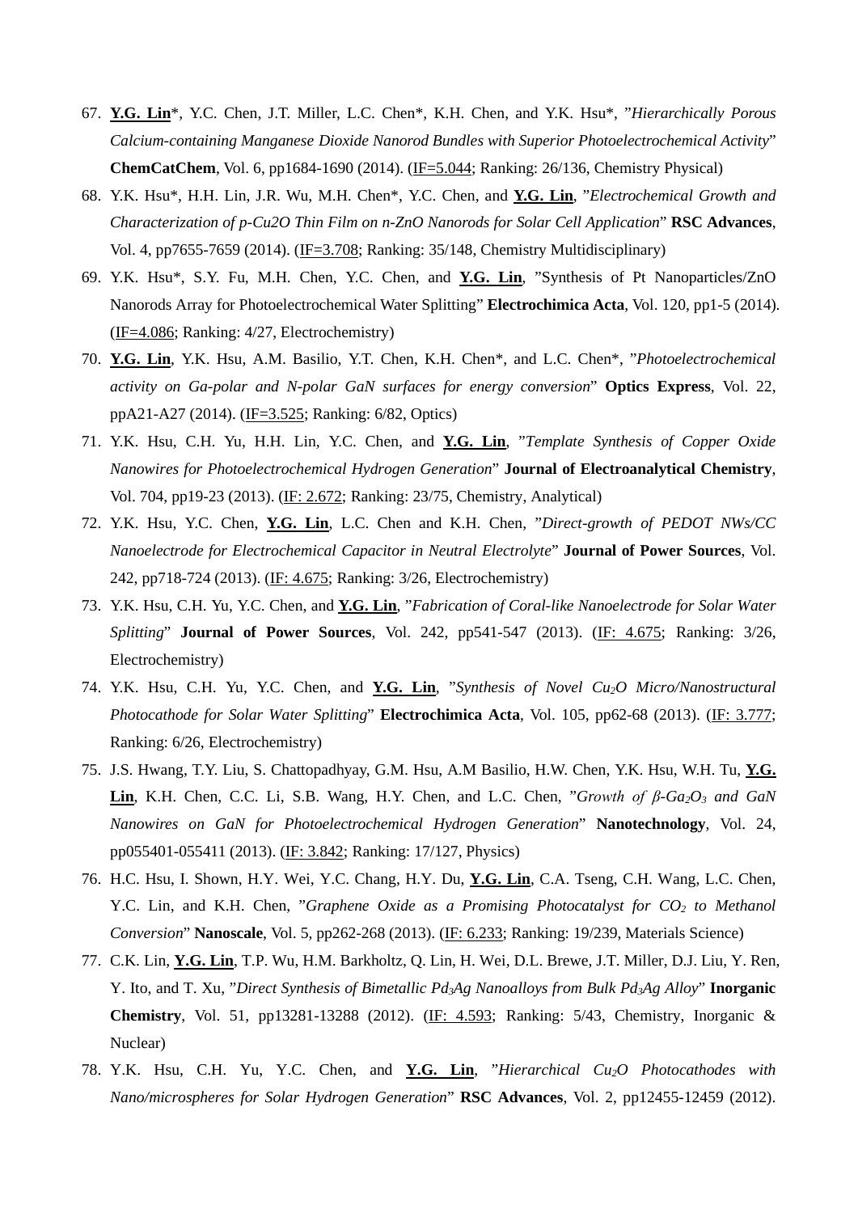67. **<u>Y.G. Lin</u>***, Y.C. Chen, J.T. Miller, L.C. Chen*, K.H. Chen, and Y.K. Hsu*, "*Hierarchically Porous Calcium-containing Manganese Dioxide Nanorod Bundles with Superior Photoelectrochemical Activity*" **ChemCatChem**, Vol. 6, pp1684-1690 (2014). (<u>IF=5.044</u>; Ranking: 26/136, Chemistry Physical)
68. Y.K. Hsu*, H.H. Lin, J.R. Wu, M.H. Chen*, Y.C. Chen, and **<u>Y.G. Lin</u>**, "*Electrochemical Growth and Characterization of p-Cu2O Thin Film on n-ZnO Nanorods for Solar Cell Application*" **RSC Advances**, Vol. 4, pp7655-7659 (2014). (<u>IF=3.708</u>; Ranking: 35/148, Chemistry Multidisciplinary)
69. Y.K. Hsu*, S.Y. Fu, M.H. Chen, Y.C. Chen, and **<u>Y.G. Lin</u>**, "Synthesis of Pt Nanoparticles/ZnO Nanorods Array for Photoelectrochemical Water Splitting" **Electrochimica Acta**, Vol. 120, pp1-5 (2014). (<u>IF=4.086</u>; Ranking: 4/27, Electrochemistry)
70. **<u>Y.G. Lin</u>**, Y.K. Hsu, A.M. Basilio, Y.T. Chen, K.H. Chen*, and L.C. Chen*, "*Photoelectrochemical activity on Ga-polar and N-polar GaN surfaces for energy conversion*" **Optics Express**, Vol. 22, ppA21-A27 (2014). (<u>IF=3.525</u>; Ranking: 6/82, Optics)
71. Y.K. Hsu, C.H. Yu, H.H. Lin, Y.C. Chen, and **<u>Y.G. Lin</u>**, "*Template Synthesis of Copper Oxide Nanowires for Photoelectrochemical Hydrogen Generation*" **Journal of Electroanalytical Chemistry**, Vol. 704, pp19-23 (2013). (<u>IF: 2.672</u>; Ranking: 23/75, Chemistry, Analytical)
72. Y.K. Hsu, Y.C. Chen, **<u>Y.G. Lin</u>**, L.C. Chen and K.H. Chen, "*Direct-growth of PEDOT NWs/CC Nanoelectrode for Electrochemical Capacitor in Neutral Electrolyte*" **Journal of Power Sources**, Vol. 242, pp718-724 (2013). (<u>IF: 4.675</u>; Ranking: 3/26, Electrochemistry)
73. Y.K. Hsu, C.H. Yu, Y.C. Chen, and **<u>Y.G. Lin</u>**, "*Fabrication of Coral-like Nanoelectrode for Solar Water Splitting*" **Journal of Power Sources**, Vol. 242, pp541-547 (2013). (<u>IF: 4.675</u>; Ranking: 3/26, Electrochemistry)
74. Y.K. Hsu, C.H. Yu, Y.C. Chen, and **<u>Y.G. Lin</u>**, "*Synthesis of Novel $Cu_2O$ Micro/Nanostructural Photocathode for Solar Water Splitting*" **Electrochimica Acta**, Vol. 105, pp62-68 (2013). (<u>IF: 3.777</u>; Ranking: 6/26, Electrochemistry)
75. J.S. Hwang, T.Y. Liu, S. Chattopadhyay, G.M. Hsu, A.M Basilio, H.W. Chen, Y.K. Hsu, W.H. Tu, **<u>Y.G. Lin</u>**, K.H. Chen, C.C. Li, S.B. Wang, H.Y. Chen, and L.C. Chen, "*Growth of β-$Ga_2O_3$ and GaN Nanowires on GaN for Photoelectrochemical Hydrogen Generation*" **Nanotechnology**, Vol. 24, pp055401-055411 (2013). (<u>IF: 3.842</u>; Ranking: 17/127, Physics)
76. H.C. Hsu, I. Shown, H.Y. Wei, Y.C. Chang, H.Y. Du, **<u>Y.G. Lin</u>**, C.A. Tseng, C.H. Wang, L.C. Chen, Y.C. Lin, and K.H. Chen, "*Graphene Oxide as a Promising Photocatalyst for $CO_2$ to Methanol Conversion*" **Nanoscale**, Vol. 5, pp262-268 (2013). (<u>IF: 6.233</u>; Ranking: 19/239, Materials Science)
77. C.K. Lin, **<u>Y.G. Lin</u>**, T.P. Wu, H.M. Barkholtz, Q. Lin, H. Wei, D.L. Brewe, J.T. Miller, D.J. Liu, Y. Ren, Y. Ito, and T. Xu, "*Direct Synthesis of Bimetallic $Pd_3Ag$ Nanoalloys from Bulk $Pd_3Ag$ Alloy*" **Inorganic Chemistry**, Vol. 51, pp13281-13288 (2012). (<u>IF: 4.593</u>; Ranking: 5/43, Chemistry, Inorganic & Nuclear)
78. Y.K. Hsu, C.H. Yu, Y.C. Chen, and **<u>Y.G. Lin</u>**, "*Hierarchical $Cu_2O$ Photocathodes with Nano/microspheres for Solar Hydrogen Generation*" **RSC Advances**, Vol. 2, pp12455-12459 (2012).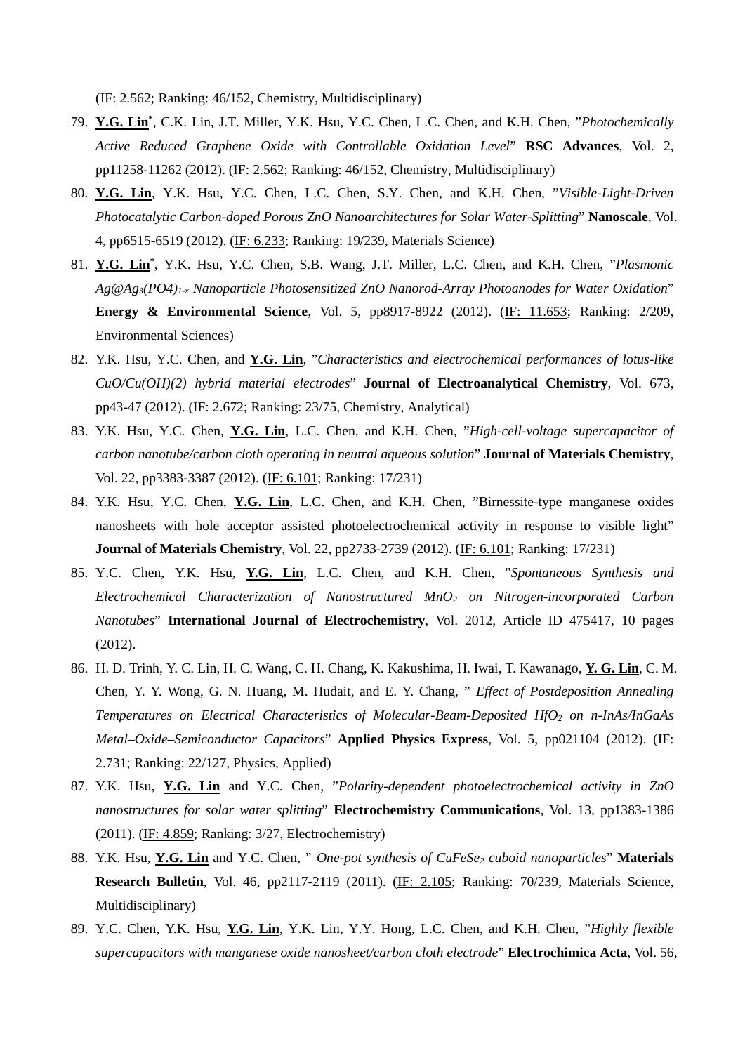(IF: 2.562; Ranking: 46/152, Chemistry, Multidisciplinary)

79. **Y.G. Lin***, C.K. Lin, J.T. Miller, Y.K. Hsu, Y.C. Chen, L.C. Chen, and K.H. Chen, "*Photochemically Active Reduced Graphene Oxide with Controllable Oxidation Level*" **RSC Advances**, Vol. 2, pp11258-11262 (2012). (IF: 2.562; Ranking: 46/152, Chemistry, Multidisciplinary)
80. **Y.G. Lin**, Y.K. Hsu, Y.C. Chen, L.C. Chen, S.Y. Chen, and K.H. Chen, "*Visible-Light-Driven Photocatalytic Carbon-doped Porous ZnO Nanoarchitectures for Solar Water-Splitting*" **Nanoscale**, Vol. 4, pp6515-6519 (2012). (IF: 6.233; Ranking: 19/239, Materials Science)
81. **Y.G. Lin***, Y.K. Hsu, Y.C. Chen, S.B. Wang, J.T. Miller, L.C. Chen, and K.H. Chen, "*Plasmonic $Ag@Ag_3(PO4)_{1-x}$ Nanoparticle Photosensitized ZnO Nanorod-Array Photoanodes for Water Oxidation*" **Energy & Environmental Science**, Vol. 5, pp8917-8922 (2012). (IF: 11.653; Ranking: 2/209, Environmental Sciences)
82. Y.K. Hsu, Y.C. Chen, and **Y.G. Lin**, "*Characteristics and electrochemical performances of lotus-like CuO/Cu(OH)(2) hybrid material electrodes*" **Journal of Electroanalytical Chemistry**, Vol. 673, pp43-47 (2012). (IF: 2.672; Ranking: 23/75, Chemistry, Analytical)
83. Y.K. Hsu, Y.C. Chen, **Y.G. Lin**, L.C. Chen, and K.H. Chen, "*High-cell-voltage supercapacitor of carbon nanotube/carbon cloth operating in neutral aqueous solution*" **Journal of Materials Chemistry**, Vol. 22, pp3383-3387 (2012). (IF: 6.101; Ranking: 17/231)
84. Y.K. Hsu, Y.C. Chen, **Y.G. Lin**, L.C. Chen, and K.H. Chen, "Birnessite-type manganese oxides nanosheets with hole acceptor assisted photoelectrochemical activity in response to visible light" **Journal of Materials Chemistry**, Vol. 22, pp2733-2739 (2012). (IF: 6.101; Ranking: 17/231)
85. Y.C. Chen, Y.K. Hsu, **Y.G. Lin**, L.C. Chen, and K.H. Chen, "*Spontaneous Synthesis and Electrochemical Characterization of Nanostructured $MnO_2$ on Nitrogen-incorporated Carbon Nanotubes*" **International Journal of Electrochemistry**, Vol. 2012, Article ID 475417, 10 pages (2012).
86. H. D. Trinh, Y. C. Lin, H. C. Wang, C. H. Chang, K. Kakushima, H. Iwai, T. Kawanago, **Y. G. Lin**, C. M. Chen, Y. Y. Wong, G. N. Huang, M. Hudait, and E. Y. Chang, " *Effect of Postdeposition Annealing Temperatures on Electrical Characteristics of Molecular-Beam-Deposited $HfO_2$ on n-InAs/InGaAs Metal–Oxide–Semiconductor Capacitors*" **Applied Physics Express**, Vol. 5, pp021104 (2012). (IF: 2.731; Ranking: 22/127, Physics, Applied)
87. Y.K. Hsu, **Y.G. Lin** and Y.C. Chen, "*Polarity-dependent photoelectrochemical activity in ZnO nanostructures for solar water splitting*" **Electrochemistry Communications**, Vol. 13, pp1383-1386 (2011). (IF: 4.859; Ranking: 3/27, Electrochemistry)
88. Y.K. Hsu, **Y.G. Lin** and Y.C. Chen, " *One-pot synthesis of $CuFeSe_2$ cuboid nanoparticles*" **Materials Research Bulletin**, Vol. 46, pp2117-2119 (2011). (IF: 2.105; Ranking: 70/239, Materials Science, Multidisciplinary)
89. Y.C. Chen, Y.K. Hsu, **Y.G. Lin**, Y.K. Lin, Y.Y. Hong, L.C. Chen, and K.H. Chen, "*Highly flexible supercapacitors with manganese oxide nanosheet/carbon cloth electrode*" **Electrochimica Acta**, Vol. 56,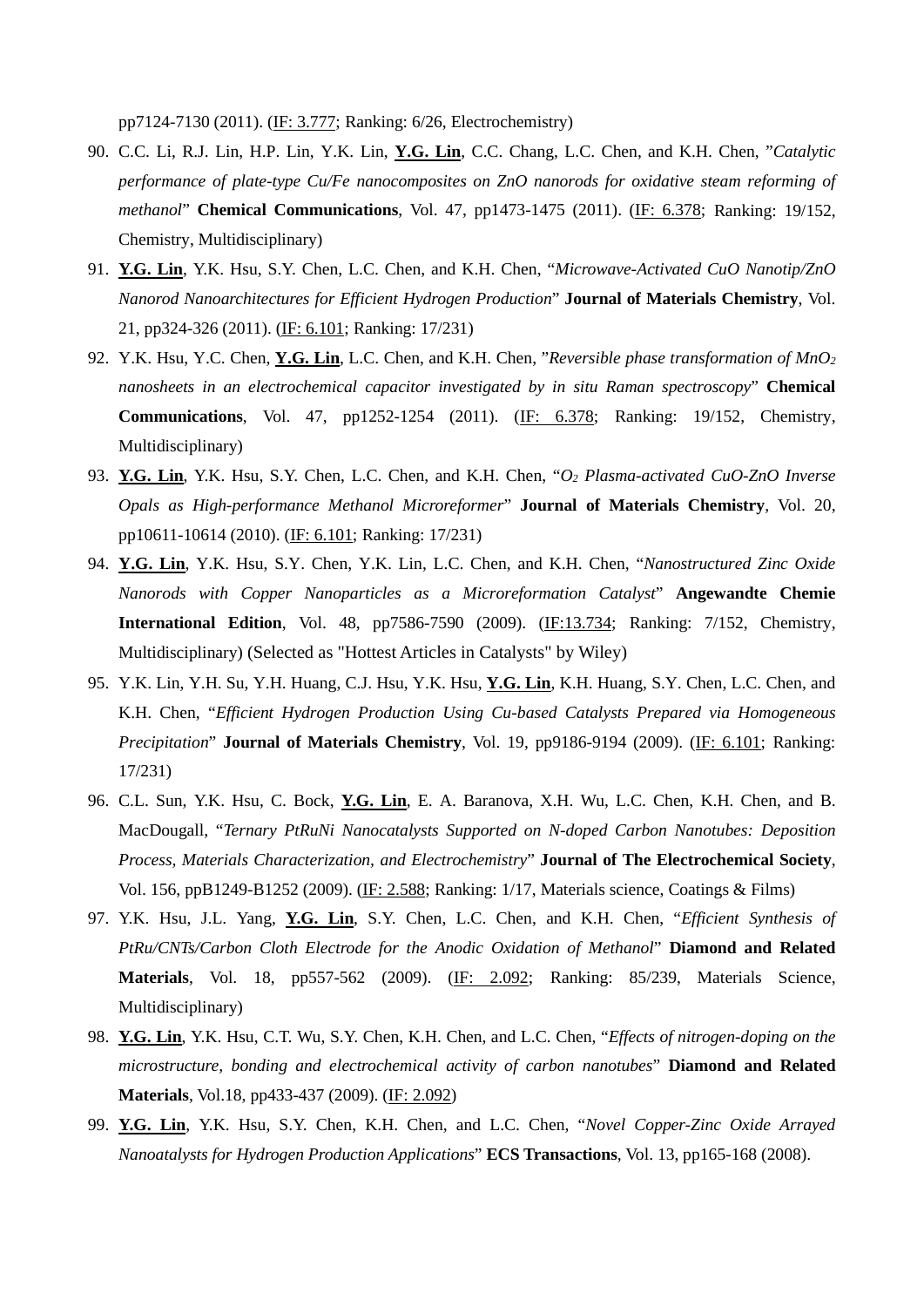pp7124-7130 (2011). (IF: 3.777; Ranking: 6/26, Electrochemistry)

90. C.C. Li, R.J. Lin, H.P. Lin, Y.K. Lin, **Y.G. Lin**, C.C. Chang, L.C. Chen, and K.H. Chen, "*Catalytic performance of plate-type Cu/Fe nanocomposites on ZnO nanorods for oxidative steam reforming of methanol*" **Chemical Communications**, Vol. 47, pp1473-1475 (2011). (IF: 6.378; Ranking: 19/152, Chemistry, Multidisciplinary)
91. **Y.G. Lin**, Y.K. Hsu, S.Y. Chen, L.C. Chen, and K.H. Chen, "*Microwave-Activated CuO Nanotip/ZnO Nanorod Nanoarchitectures for Efficient Hydrogen Production*" **Journal of Materials Chemistry**, Vol. 21, pp324-326 (2011). (IF: 6.101; Ranking: 17/231)
92. Y.K. Hsu, Y.C. Chen, **Y.G. Lin**, L.C. Chen, and K.H. Chen, "*Reversible phase transformation of $MnO_2$ nanosheets in an electrochemical capacitor investigated by in situ Raman spectroscopy*" **Chemical Communications**, Vol. 47, pp1252-1254 (2011). (IF: 6.378; Ranking: 19/152, Chemistry, Multidisciplinary)
93. **Y.G. Lin**, Y.K. Hsu, S.Y. Chen, L.C. Chen, and K.H. Chen, "*$O_2$ Plasma-activated CuO-ZnO Inverse Opals as High-performance Methanol Microreformer*" **Journal of Materials Chemistry**, Vol. 20, pp10611-10614 (2010). (IF: 6.101; Ranking: 17/231)
94. **Y.G. Lin**, Y.K. Hsu, S.Y. Chen, Y.K. Lin, L.C. Chen, and K.H. Chen, "*Nanostructured Zinc Oxide Nanorods with Copper Nanoparticles as a Microreformation Catalyst*" **Angewandte Chemie International Edition**, Vol. 48, pp7586-7590 (2009). (IF:13.734; Ranking: 7/152, Chemistry, Multidisciplinary) (Selected as "Hottest Articles in Catalysts" by Wiley)
95. Y.K. Lin, Y.H. Su, Y.H. Huang, C.J. Hsu, Y.K. Hsu, **Y.G. Lin**, K.H. Huang, S.Y. Chen, L.C. Chen, and K.H. Chen, "*Efficient Hydrogen Production Using Cu-based Catalysts Prepared via Homogeneous Precipitation*" **Journal of Materials Chemistry**, Vol. 19, pp9186-9194 (2009). (IF: 6.101; Ranking: 17/231)
96. C.L. Sun, Y.K. Hsu, C. Bock, **Y.G. Lin**, E. A. Baranova, X.H. Wu, L.C. Chen, K.H. Chen, and B. MacDougall, "*Ternary PtRuNi Nanocatalysts Supported on N-doped Carbon Nanotubes: Deposition Process, Materials Characterization, and Electrochemistry*" **Journal of The Electrochemical Society**, Vol. 156, ppB1249-B1252 (2009). (IF: 2.588; Ranking: 1/17, Materials science, Coatings & Films)
97. Y.K. Hsu, J.L. Yang, **Y.G. Lin**, S.Y. Chen, L.C. Chen, and K.H. Chen, "*Efficient Synthesis of PtRu/CNTs/Carbon Cloth Electrode for the Anodic Oxidation of Methanol*" **Diamond and Related Materials**, Vol. 18, pp557-562 (2009). (IF: 2.092; Ranking: 85/239, Materials Science, Multidisciplinary)
98. **Y.G. Lin**, Y.K. Hsu, C.T. Wu, S.Y. Chen, K.H. Chen, and L.C. Chen, "*Effects of nitrogen-doping on the microstructure, bonding and electrochemical activity of carbon nanotubes*" **Diamond and Related Materials**, Vol.18, pp433-437 (2009). (IF: 2.092)
99. **Y.G. Lin**, Y.K. Hsu, S.Y. Chen, K.H. Chen, and L.C. Chen, "*Novel Copper-Zinc Oxide Arrayed Nanoatalysts for Hydrogen Production Applications*" **ECS Transactions**, Vol. 13, pp165-168 (2008).